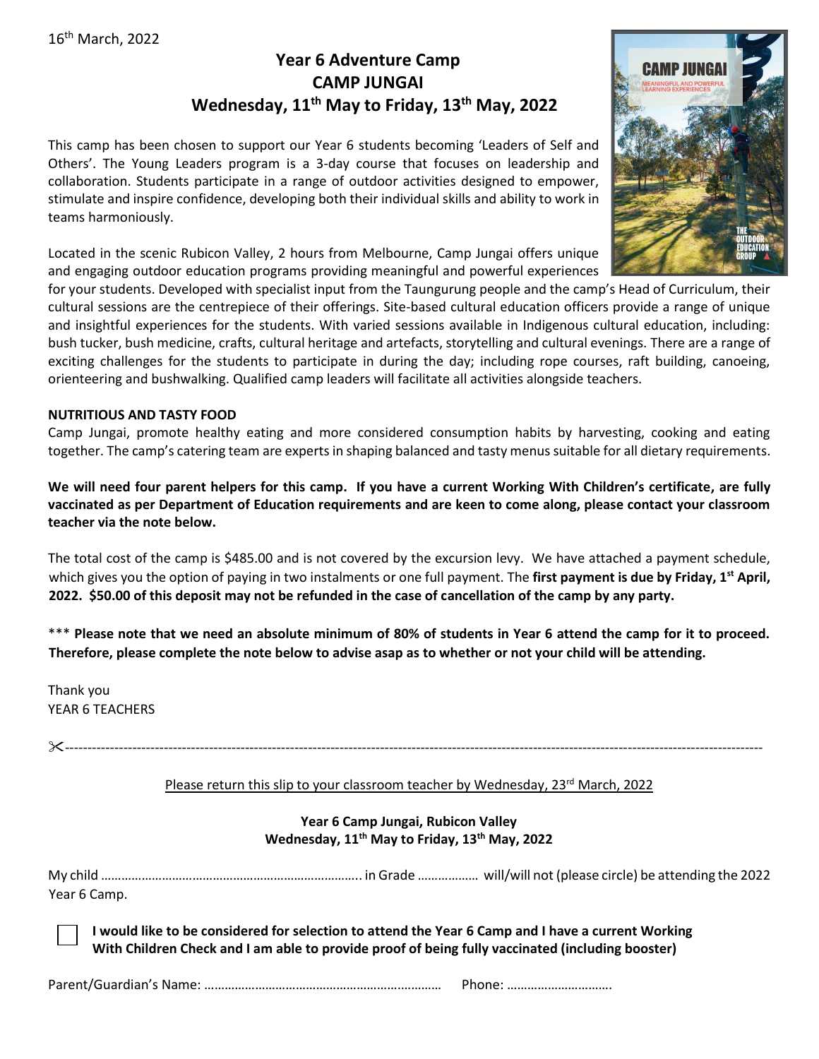16th March, 2022

# Year 6 Adventure Camp
# CAMP JUNGAI
# Wednesday, 11th May to Friday, 13th May, 2022

This camp has been chosen to support our Year 6 students becoming 'Leaders of Self and Others'. The Young Leaders program is a 3-day course that focuses on leadership and collaboration. Students participate in a range of outdoor activities designed to empower, stimulate and inspire confidence, developing both their individual skills and ability to work in teams harmoniously.

Located in the scenic Rubicon Valley, 2 hours from Melbourne, Camp Jungai offers unique and engaging outdoor education programs providing meaningful and powerful experiences for your students. Developed with specialist input from the Taungurung people and the camp's Head of Curriculum, their cultural sessions are the centrepiece of their offerings. Site-based cultural education officers provide a range of unique and insightful experiences for the students. With varied sessions available in Indigenous cultural education, including: bush tucker, bush medicine, crafts, cultural heritage and artefacts, storytelling and cultural evenings. There are a range of exciting challenges for the students to participate in during the day; including rope courses, raft building, canoeing, orienteering and bushwalking. Qualified camp leaders will facilitate all activities alongside teachers.

**NUTRITIOUS AND TASTY FOOD**

Camp Jungai, promote healthy eating and more considered consumption habits by harvesting, cooking and eating together. The camp's catering team are experts in shaping balanced and tasty menus suitable for all dietary requirements.

**We will need four parent helpers for this camp. If you have a current Working With Children's certificate, are fully vaccinated as per Department of Education requirements and are keen to come along, please contact your classroom teacher via the note below.**

The total cost of the camp is $485.00 and is not covered by the excursion levy. We have attached a payment schedule, which gives you the option of paying in two instalments or one full payment. The **first payment is due by Friday, 1st April, 2022. $50.00 of this deposit may not be refunded in the case of cancellation of the camp by any party.**

*** **Please note that we need an absolute minimum of 80% of students in Year 6 attend the camp for it to proceed. Therefore, please complete the note below to advise asap as to whether or not your child will be attending.**

Thank you
YEAR 6 TEACHERS

✂------------------------------------------------------------------------------------------------

Please return this slip to your classroom teacher by Wednesday, 23rd March, 2022

**Year 6 Camp Jungai, Rubicon Valley**
**Wednesday, 11th May to Friday, 13th May, 2022**

My child ………………………………………………………………….. in Grade ……………… will/will not (please circle) be attending the 2022 Year 6 Camp.

☐ **I would like to be considered for selection to attend the Year 6 Camp and I have a current Working With Children Check and I am able to provide proof of being fully vaccinated (including booster)**

Parent/Guardian's Name: …………………………………………………………… Phone: ………………………….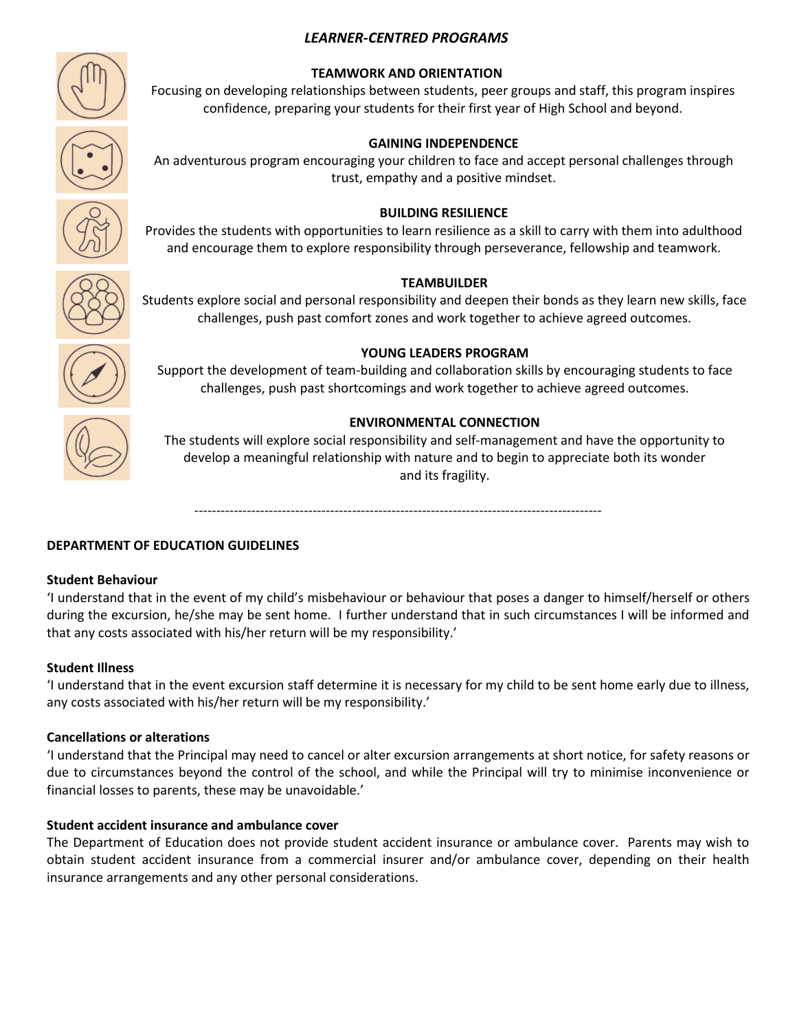## *LEARNER-CENTRED PROGRAMS*

### TEAMWORK AND ORIENTATION

Focusing on developing relationships between students, peer groups and staff, this program inspires confidence, preparing your students for their first year of High School and beyond.

### GAINING INDEPENDENCE

An adventurous program encouraging your children to face and accept personal challenges through trust, empathy and a positive mindset.

### BUILDING RESILIENCE

Provides the students with opportunities to learn resilience as a skill to carry with them into adulthood and encourage them to explore responsibility through perseverance, fellowship and teamwork.

### TEAMBUILDER

Students explore social and personal responsibility and deepen their bonds as they learn new skills, face challenges, push past comfort zones and work together to achieve agreed outcomes.

### YOUNG LEADERS PROGRAM

Support the development of team-building and collaboration skills by encouraging students to face challenges, push past shortcomings and work together to achieve agreed outcomes.

### ENVIRONMENTAL CONNECTION

The students will explore social responsibility and self-management and have the opportunity to develop a meaningful relationship with nature and to begin to appreciate both its wonder and its fragility.

---

## DEPARTMENT OF EDUCATION GUIDELINES

**Student Behaviour**

'I understand that in the event of my child's misbehaviour or behaviour that poses a danger to himself/herself or others during the excursion, he/she may be sent home. I further understand that in such circumstances I will be informed and that any costs associated with his/her return will be my responsibility.'

**Student Illness**

'I understand that in the event excursion staff determine it is necessary for my child to be sent home early due to illness, any costs associated with his/her return will be my responsibility.'

**Cancellations or alterations**

'I understand that the Principal may need to cancel or alter excursion arrangements at short notice, for safety reasons or due to circumstances beyond the control of the school, and while the Principal will try to minimise inconvenience or financial losses to parents, these may be unavoidable.'

**Student accident insurance and ambulance cover**

The Department of Education does not provide student accident insurance or ambulance cover. Parents may wish to obtain student accident insurance from a commercial insurer and/or ambulance cover, depending on their health insurance arrangements and any other personal considerations.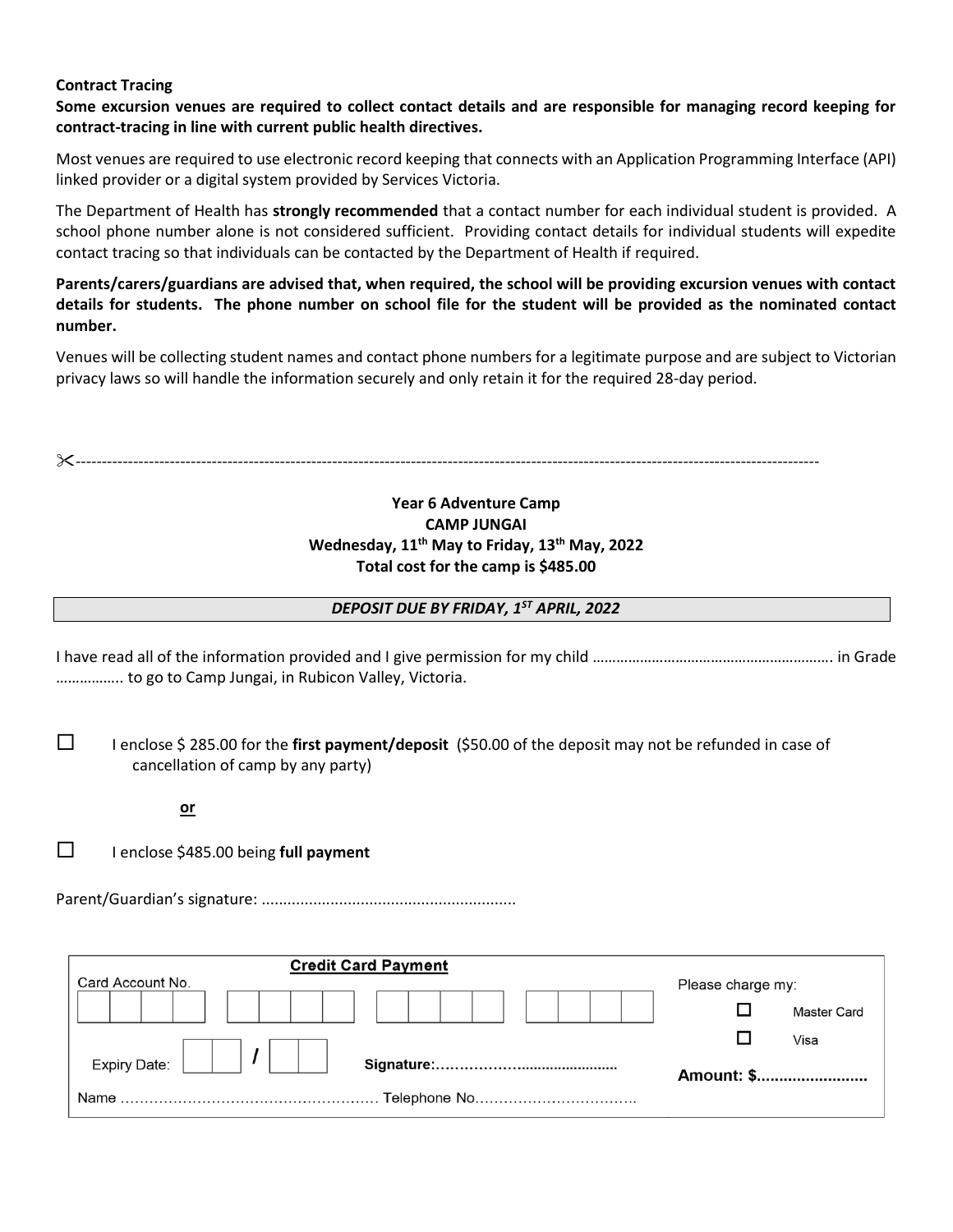**Contract Tracing**

**Some excursion venues are required to collect contact details and are responsible for managing record keeping for contract-tracing in line with current public health directives.**

Most venues are required to use electronic record keeping that connects with an Application Programming Interface (API) linked provider or a digital system provided by Services Victoria.

The Department of Health has **strongly recommended** that a contact number for each individual student is provided. A school phone number alone is not considered sufficient. Providing contact details for individual students will expedite contact tracing so that individuals can be contacted by the Department of Health if required.

**Parents/carers/guardians are advised that, when required, the school will be providing excursion venues with contact details for students. The phone number on school file for the student will be provided as the nominated contact number.**

Venues will be collecting student names and contact phone numbers for a legitimate purpose and are subject to Victorian privacy laws so will handle the information securely and only retain it for the required 28-day period.

✂------------------------------------------------------------------------------------------------------------------------------------------

**Year 6 Adventure Camp**
**CAMP JUNGAI**
**Wednesday, 11th May to Friday, 13th May, 2022**
**Total cost for the camp is $485.00**

***DEPOSIT DUE BY FRIDAY, 1ST APRIL, 2022***

I have read all of the information provided and I give permission for my child …………………………………………………. in Grade …………….. to go to Camp Jungai, in Rubicon Valley, Victoria.

☐ I enclose $ 285.00 for the **first payment/deposit** ($50.00 of the deposit may not be refunded in case of cancellation of camp by any party)

**or**

☐ I enclose $485.00 being **full payment**

Parent/Guardian's signature: ..........................................................

| **Credit Card Payment** | |
|---|---|
| Card Account No. ☐☐☐☐ ☐☐☐☐ ☐☐☐☐ ☐☐☐☐ | Please charge my: ☐ Master Card ☐ Visa |
| Expiry Date: ☐☐ / ☐☐ **Signature:……………….......................** | **Amount: $.........................** |
| Name ……………………………………………… Telephone No…………………………….. | |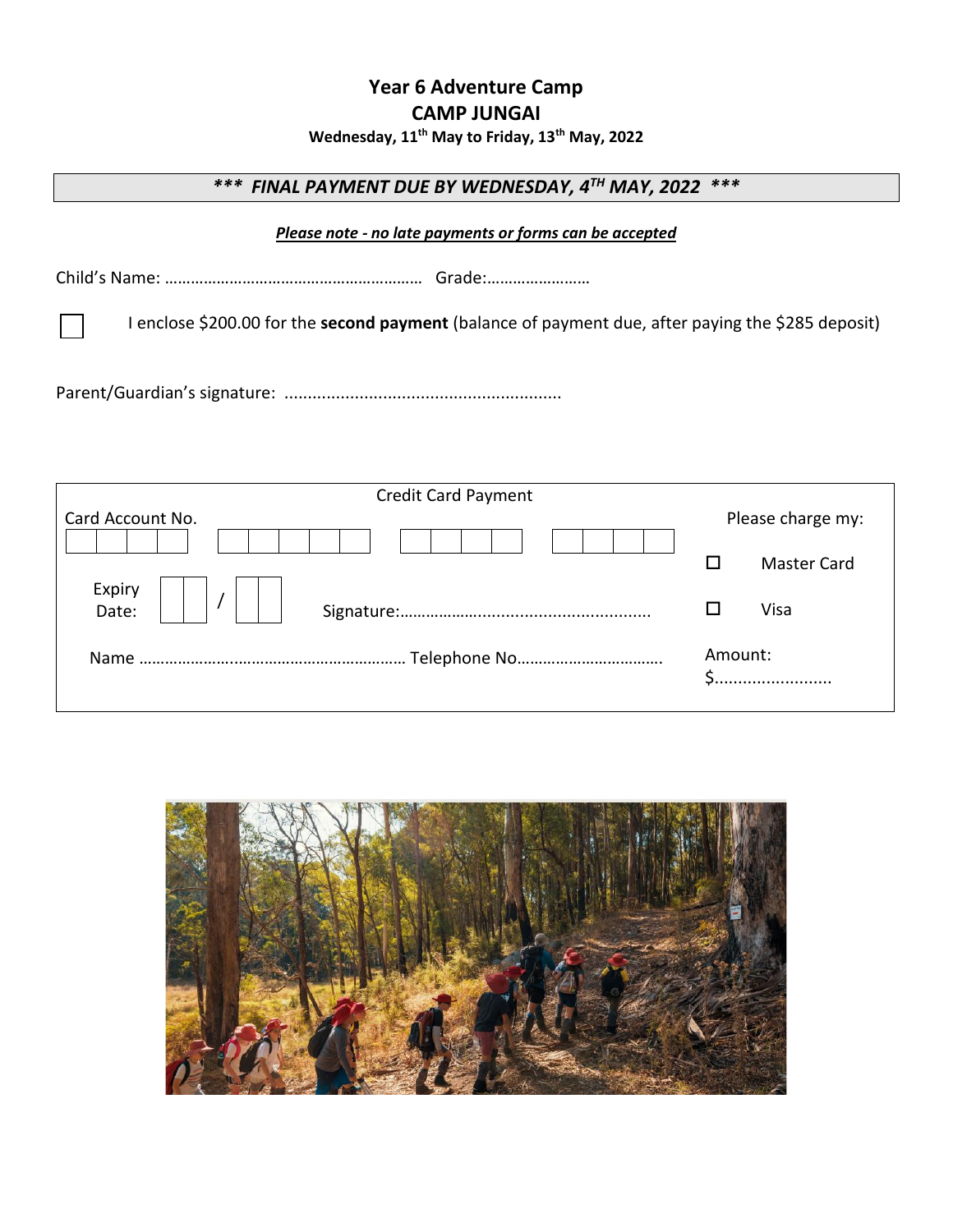## Year 6 Adventure Camp
## CAMP JUNGAI
**Wednesday, 11th May to Friday, 13th May, 2022**

***\*\*\* FINAL PAYMENT DUE BY WEDNESDAY, 4TH MAY, 2022 \*\*\****

***Please note - no late payments or forms can be accepted***

Child's Name: …………………………………………………… Grade:……………………

☐ I enclose $200.00 for the **second payment** (balance of payment due, after paying the $285 deposit)

Parent/Guardian's signature: ..........................................................

Credit Card Payment

Card Account No. ☐☐☐☐ ☐☐☐☐☐ ☐☐☐☐ ☐☐☐☐

Expiry Date: ☐☐ / ☐☐

Signature:……………….....................................

Name ……………………..…………………………… Telephone No…………………………….

Please charge my:

☐ Master Card

☐ Visa

Amount: $.........................